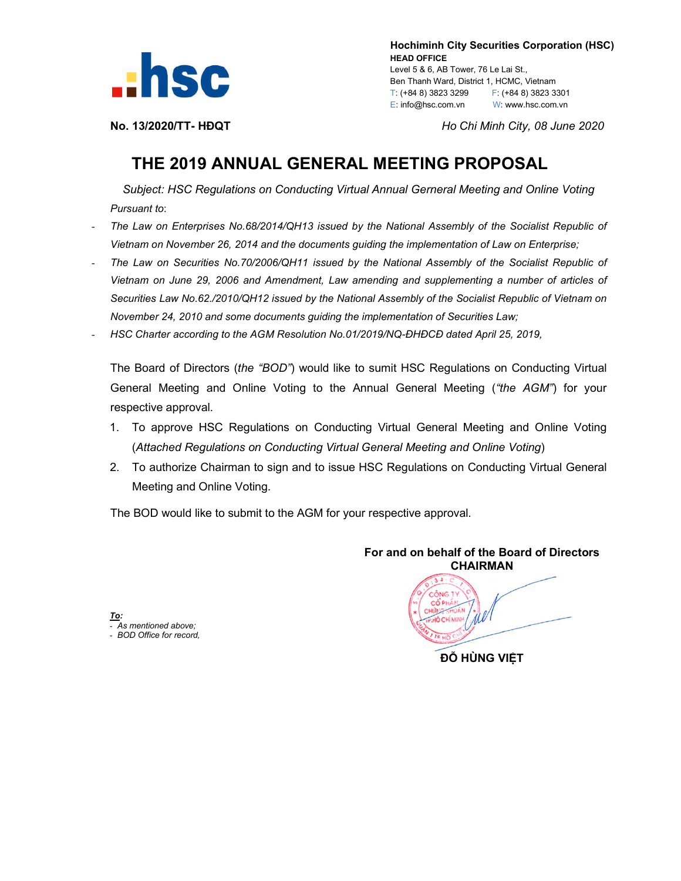**Hochiminh City Securities Corporation (HSC)**
**HEAD OFFICE**
Level 5 & 6, AB Tower, 76 Le Lai St.,
Ben Thanh Ward, District 1, HCMC, Vietnam
T: (+84 8) 3823 3299 F: (+84 8) 3823 3301
E: info@hsc.com.vn W: www.hsc.com.vn

**No. 13/2020/TT- HĐQT** *Ho Chi Minh City, 08 June 2020*

# THE 2019 ANNUAL GENERAL MEETING PROPOSAL

*Subject: HSC Regulations on Conducting Virtual Annual Gerneral Meeting and Online Voting*

*Pursuant to*:

- *The Law on Enterprises No.68/2014/QH13 issued by the National Assembly of the Socialist Republic of Vietnam on November 26, 2014 and the documents guiding the implementation of Law on Enterprise;*
- *The Law on Securities No.70/2006/QH11 issued by the National Assembly of the Socialist Republic of Vietnam on June 29, 2006 and Amendment, Law amending and supplementing a number of articles of Securities Law No.62./2010/QH12 issued by the National Assembly of the Socialist Republic of Vietnam on November 24, 2010 and some documents guiding the implementation of Securities Law;*
- *HSC Charter according to the AGM Resolution No.01/2019/NQ-ĐHĐCĐ dated April 25, 2019,*

The Board of Directors (*the "BOD"*) would like to sumit HSC Regulations on Conducting Virtual General Meeting and Online Voting to the Annual General Meeting (*"the AGM"*) for your respective approval.

1. To approve HSC Regulations on Conducting Virtual General Meeting and Online Voting (*Attached Regulations on Conducting Virtual General Meeting and Online Voting*)
2. To authorize Chairman to sign and to issue HSC Regulations on Conducting Virtual General Meeting and Online Voting.

The BOD would like to submit to the AGM for your respective approval.

**For and on behalf of the Board of Directors**
**CHAIRMAN**

**ĐỖ HÙNG VIỆT**

***To:***
- *As mentioned above;*
- *BOD Office for record,*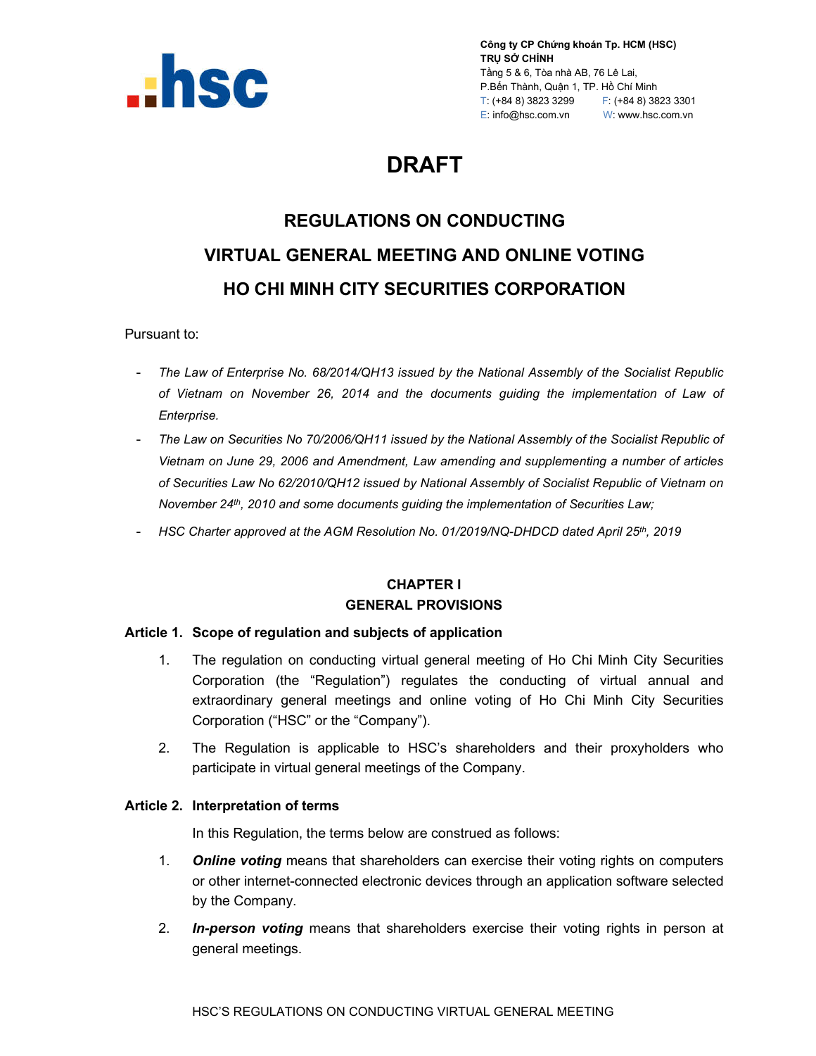Công ty CP Chứng khoán Tp. HCM (HSC)
TRỤ SỞ CHÍNH
Tầng 5 & 6, Tòa nhà AB, 76 Lê Lai,
P.Bến Thành, Quận 1, TP. Hồ Chí Minh
T: (+84 8) 3823 3299 F: (+84 8) 3823 3301
E: info@hsc.com.vn W: www.hsc.com.vn

# DRAFT

## REGULATIONS ON CONDUCTING VIRTUAL GENERAL MEETING AND ONLINE VOTING HO CHI MINH CITY SECURITIES CORPORATION

Pursuant to:

- *The Law of Enterprise No. 68/2014/QH13 issued by the National Assembly of the Socialist Republic of Vietnam on November 26, 2014 and the documents guiding the implementation of Law of Enterprise.*
- *The Law on Securities No 70/2006/QH11 issued by the National Assembly of the Socialist Republic of Vietnam on June 29, 2006 and Amendment, Law amending and supplementing a number of articles of Securities Law No 62/2010/QH12 issued by National Assembly of Socialist Republic of Vietnam on November 24th, 2010 and some documents guiding the implementation of Securities Law;*
- *HSC Charter approved at the AGM Resolution No. 01/2019/NQ-DHDCD dated April 25th, 2019*

### CHAPTER I
### GENERAL PROVISIONS

**Article 1. Scope of regulation and subjects of application**

1. The regulation on conducting virtual general meeting of Ho Chi Minh City Securities Corporation (the "Regulation") regulates the conducting of virtual annual and extraordinary general meetings and online voting of Ho Chi Minh City Securities Corporation ("HSC" or the "Company").
2. The Regulation is applicable to HSC's shareholders and their proxyholders who participate in virtual general meetings of the Company.

**Article 2. Interpretation of terms**

In this Regulation, the terms below are construed as follows:

1. ***Online voting*** means that shareholders can exercise their voting rights on computers or other internet-connected electronic devices through an application software selected by the Company.
2. ***In-person voting*** means that shareholders exercise their voting rights in person at general meetings.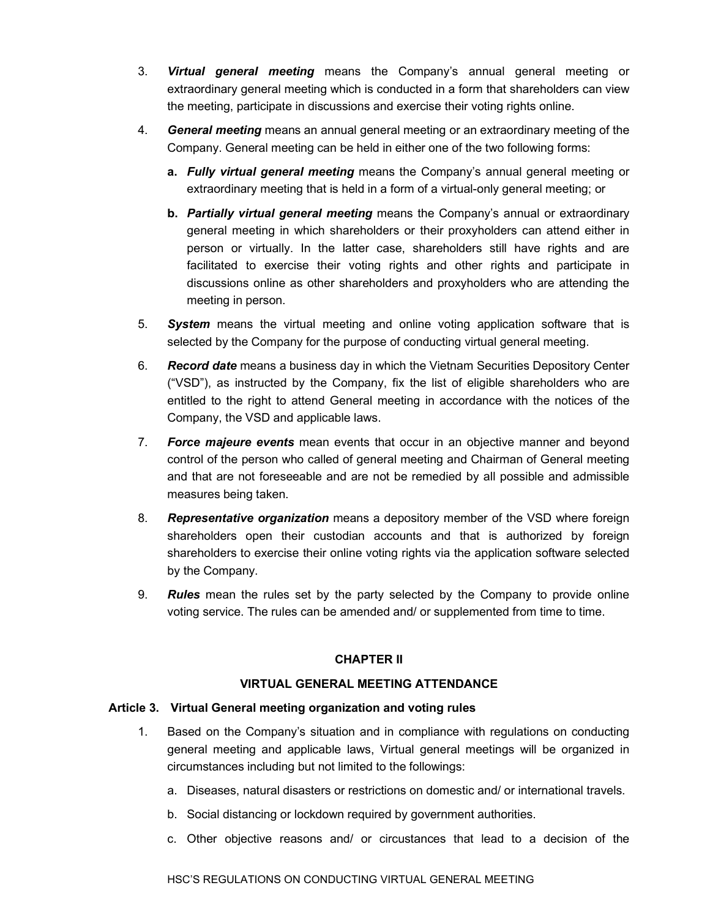3. ***Virtual general meeting*** means the Company's annual general meeting or extraordinary general meeting which is conducted in a form that shareholders can view the meeting, participate in discussions and exercise their voting rights online.

4. ***General meeting*** means an annual general meeting or an extraordinary meeting of the Company. General meeting can be held in either one of the two following forms:

   **a.** ***Fully virtual general meeting*** means the Company's annual general meeting or extraordinary meeting that is held in a form of a virtual-only general meeting; or

   **b.** ***Partially virtual general meeting*** means the Company's annual or extraordinary general meeting in which shareholders or their proxyholders can attend either in person or virtually. In the latter case, shareholders still have rights and are facilitated to exercise their voting rights and other rights and participate in discussions online as other shareholders and proxyholders who are attending the meeting in person.

5. ***System*** means the virtual meeting and online voting application software that is selected by the Company for the purpose of conducting virtual general meeting.

6. ***Record date*** means a business day in which the Vietnam Securities Depository Center ("VSD"), as instructed by the Company, fix the list of eligible shareholders who are entitled to the right to attend General meeting in accordance with the notices of the Company, the VSD and applicable laws.

7. ***Force majeure events*** mean events that occur in an objective manner and beyond control of the person who called of general meeting and Chairman of General meeting and that are not foreseeable and are not be remedied by all possible and admissible measures being taken.

8. ***Representative organization*** means a depository member of the VSD where foreign shareholders open their custodian accounts and that is authorized by foreign shareholders to exercise their online voting rights via the application software selected by the Company.

9. ***Rules*** mean the rules set by the party selected by the Company to provide online voting service. The rules can be amended and/ or supplemented from time to time.

## CHAPTER II

## VIRTUAL GENERAL MEETING ATTENDANCE

### Article 3. Virtual General meeting organization and voting rules

1. Based on the Company's situation and in compliance with regulations on conducting general meeting and applicable laws, Virtual general meetings will be organized in circumstances including but not limited to the followings:

   a. Diseases, natural disasters or restrictions on domestic and/ or international travels.

   b. Social distancing or lockdown required by government authorities.

   c. Other objective reasons and/ or circustances that lead to a decision of the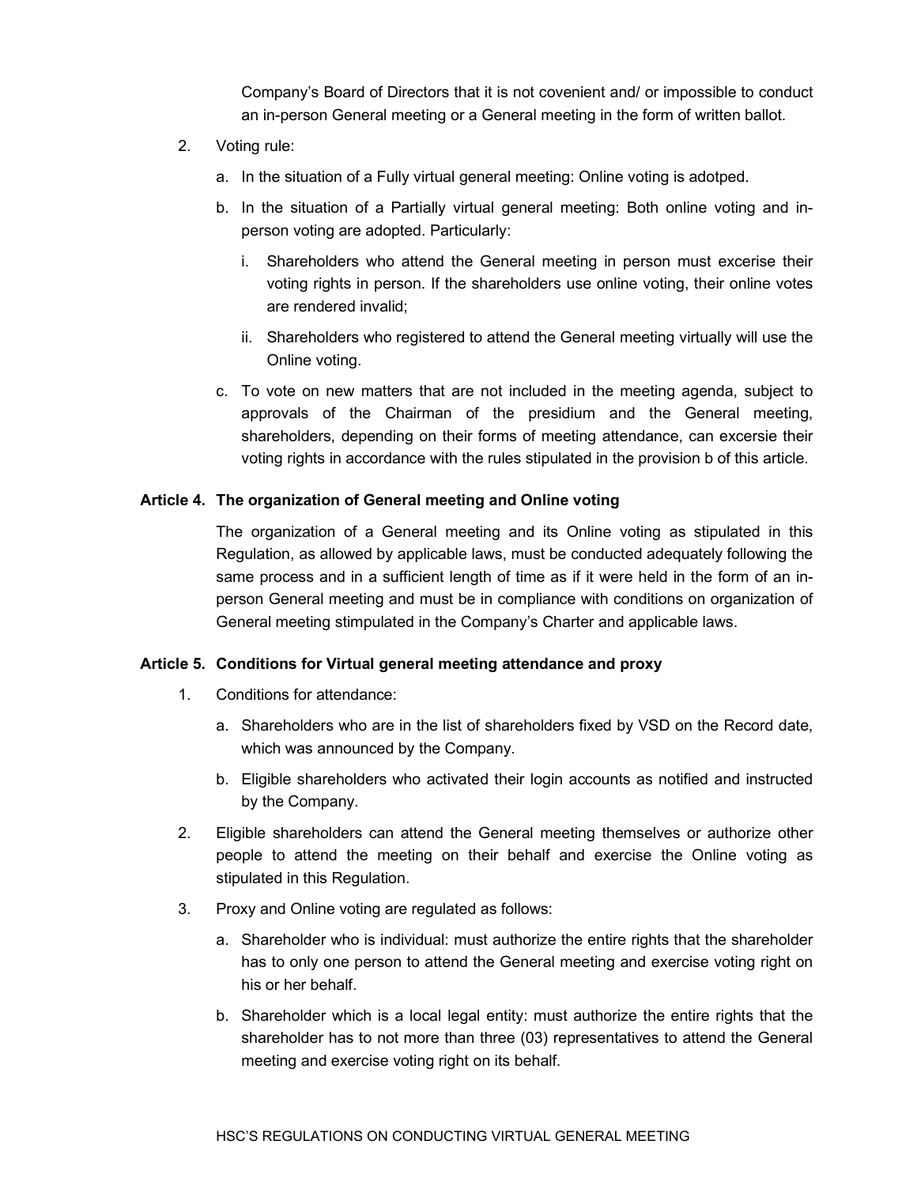Company's Board of Directors that it is not covenient and/ or impossible to conduct an in-person General meeting or a General meeting in the form of written ballot.

2. Voting rule:

   a. In the situation of a Fully virtual general meeting: Online voting is adotped.

   b. In the situation of a Partially virtual general meeting: Both online voting and in-person voting are adopted. Particularly:

      i. Shareholders who attend the General meeting in person must excersise their voting rights in person. If the shareholders use online voting, their online votes are rendered invalid;

      ii. Shareholders who registered to attend the General meeting virtually will use the Online voting.

   c. To vote on new matters that are not included in the meeting agenda, subject to approvals of the Chairman of the presidium and the General meeting, shareholders, depending on their forms of meeting attendance, can excersie their voting rights in accordance with the rules stipulated in the provision b of this article.

**Article 4. The organization of General meeting and Online voting**

The organization of a General meeting and its Online voting as stipulated in this Regulation, as allowed by applicable laws, must be conducted adequately following the same process and in a sufficient length of time as if it were held in the form of an in-person General meeting and must be in compliance with conditions on organization of General meeting stimpulated in the Company's Charter and applicable laws.

**Article 5. Conditions for Virtual general meeting attendance and proxy**

1. Conditions for attendance:

   a. Shareholders who are in the list of shareholders fixed by VSD on the Record date, which was announced by the Company.

   b. Eligible shareholders who activated their login accounts as notified and instructed by the Company.

2. Eligible shareholders can attend the General meeting themselves or authorize other people to attend the meeting on their behalf and exercise the Online voting as stipulated in this Regulation.

3. Proxy and Online voting are regulated as follows:

   a. Shareholder who is individual: must authorize the entire rights that the shareholder has to only one person to attend the General meeting and exercise voting right on his or her behalf.

   b. Shareholder which is a local legal entity: must authorize the entire rights that the shareholder has to not more than three (03) representatives to attend the General meeting and exercise voting right on its behalf.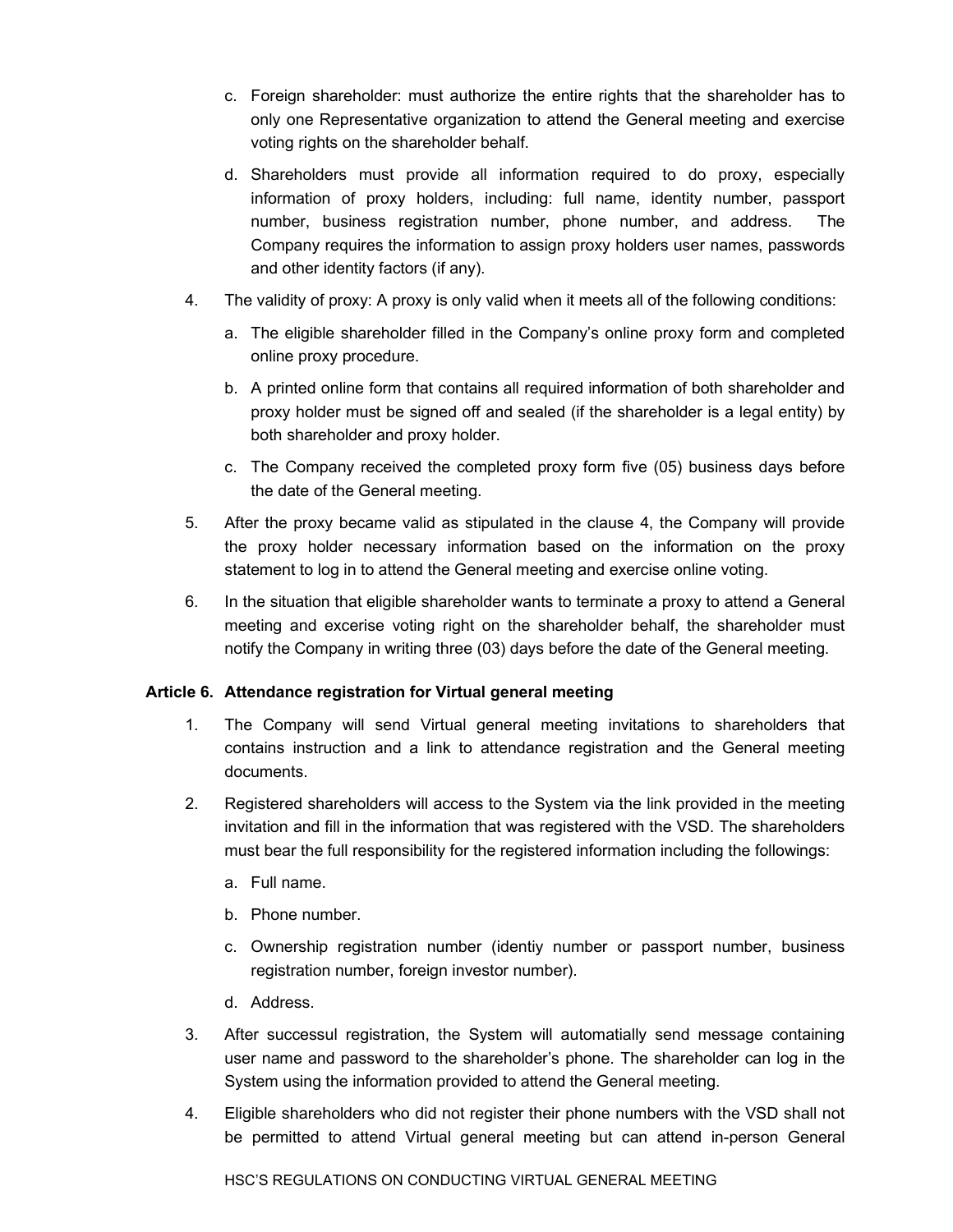c. Foreign shareholder: must authorize the entire rights that the shareholder has to only one Representative organization to attend the General meeting and exercise voting rights on the shareholder behalf.

d. Shareholders must provide all information required to do proxy, especially information of proxy holders, including: full name, identity number, passport number, business registration number, phone number, and address. The Company requires the information to assign proxy holders user names, passwords and other identity factors (if any).

4. The validity of proxy: A proxy is only valid when it meets all of the following conditions:

   a. The eligible shareholder filled in the Company's online proxy form and completed online proxy procedure.

   b. A printed online form that contains all required information of both shareholder and proxy holder must be signed off and sealed (if the shareholder is a legal entity) by both shareholder and proxy holder.

   c. The Company received the completed proxy form five (05) business days before the date of the General meeting.

5. After the proxy became valid as stipulated in the clause 4, the Company will provide the proxy holder necessary information based on the information on the proxy statement to log in to attend the General meeting and exercise online voting.

6. In the situation that eligible shareholder wants to terminate a proxy to attend a General meeting and excerise voting right on the shareholder behalf, the shareholder must notify the Company in writing three (03) days before the date of the General meeting.

**Article 6. Attendance registration for Virtual general meeting**

1. The Company will send Virtual general meeting invitations to shareholders that contains instruction and a link to attendance registration and the General meeting documents.

2. Registered shareholders will access to the System via the link provided in the meeting invitation and fill in the information that was registered with the VSD. The shareholders must bear the full responsibility for the registered information including the followings:

   a. Full name.

   b. Phone number.

   c. Ownership registration number (identiy number or passport number, business registration number, foreign investor number).

   d. Address.

3. After successul registration, the System will automatially send message containing user name and password to the shareholder's phone. The shareholder can log in the System using the information provided to attend the General meeting.

4. Eligible shareholders who did not register their phone numbers with the VSD shall not be permitted to attend Virtual general meeting but can attend in-person General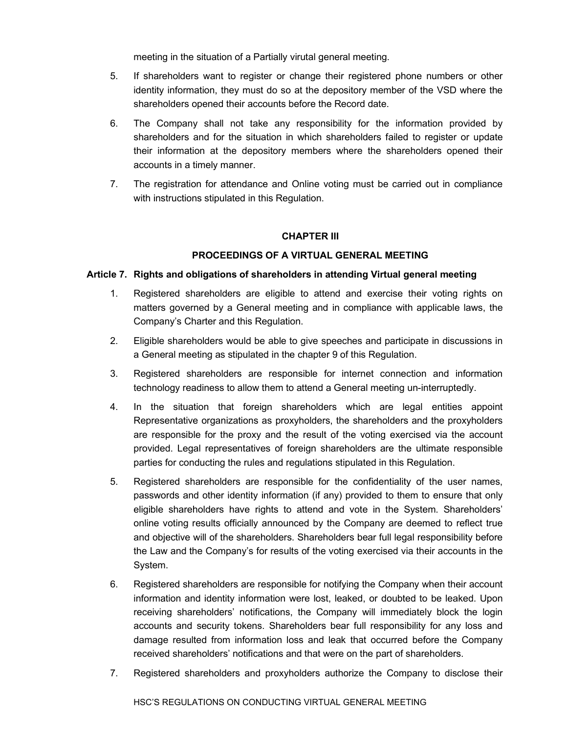meeting in the situation of a Partially virutal general meeting.

5. If shareholders want to register or change their registered phone numbers or other identity information, they must do so at the depository member of the VSD where the shareholders opened their accounts before the Record date.

6. The Company shall not take any responsibility for the information provided by shareholders and for the situation in which shareholders failed to register or update their information at the depository members where the shareholders opened their accounts in a timely manner.

7. The registration for attendance and Online voting must be carried out in compliance with instructions stipulated in this Regulation.

## CHAPTER III

## PROCEEDINGS OF A VIRTUAL GENERAL MEETING

### Article 7. Rights and obligations of shareholders in attending Virtual general meeting

1. Registered shareholders are eligible to attend and exercise their voting rights on matters governed by a General meeting and in compliance with applicable laws, the Company's Charter and this Regulation.

2. Eligible shareholders would be able to give speeches and participate in discussions in a General meeting as stipulated in the chapter 9 of this Regulation.

3. Registered shareholders are responsible for internet connection and information technology readiness to allow them to attend a General meeting un-interruptedly.

4. In the situation that foreign shareholders which are legal entities appoint Representative organizations as proxyholders, the shareholders and the proxyholders are responsible for the proxy and the result of the voting exercised via the account provided. Legal representatives of foreign shareholders are the ultimate responsible parties for conducting the rules and regulations stipulated in this Regulation.

5. Registered shareholders are responsible for the confidentiality of the user names, passwords and other identity information (if any) provided to them to ensure that only eligible shareholders have rights to attend and vote in the System. Shareholders' online voting results officially announced by the Company are deemed to reflect true and objective will of the shareholders. Shareholders bear full legal responsibility before the Law and the Company's for results of the voting exercised via their accounts in the System.

6. Registered shareholders are responsible for notifying the Company when their account information and identity information were lost, leaked, or doubted to be leaked. Upon receiving shareholders' notifications, the Company will immediately block the login accounts and security tokens. Shareholders bear full responsibility for any loss and damage resulted from information loss and leak that occurred before the Company received shareholders' notifications and that were on the part of shareholders.

7. Registered shareholders and proxyholders authorize the Company to disclose their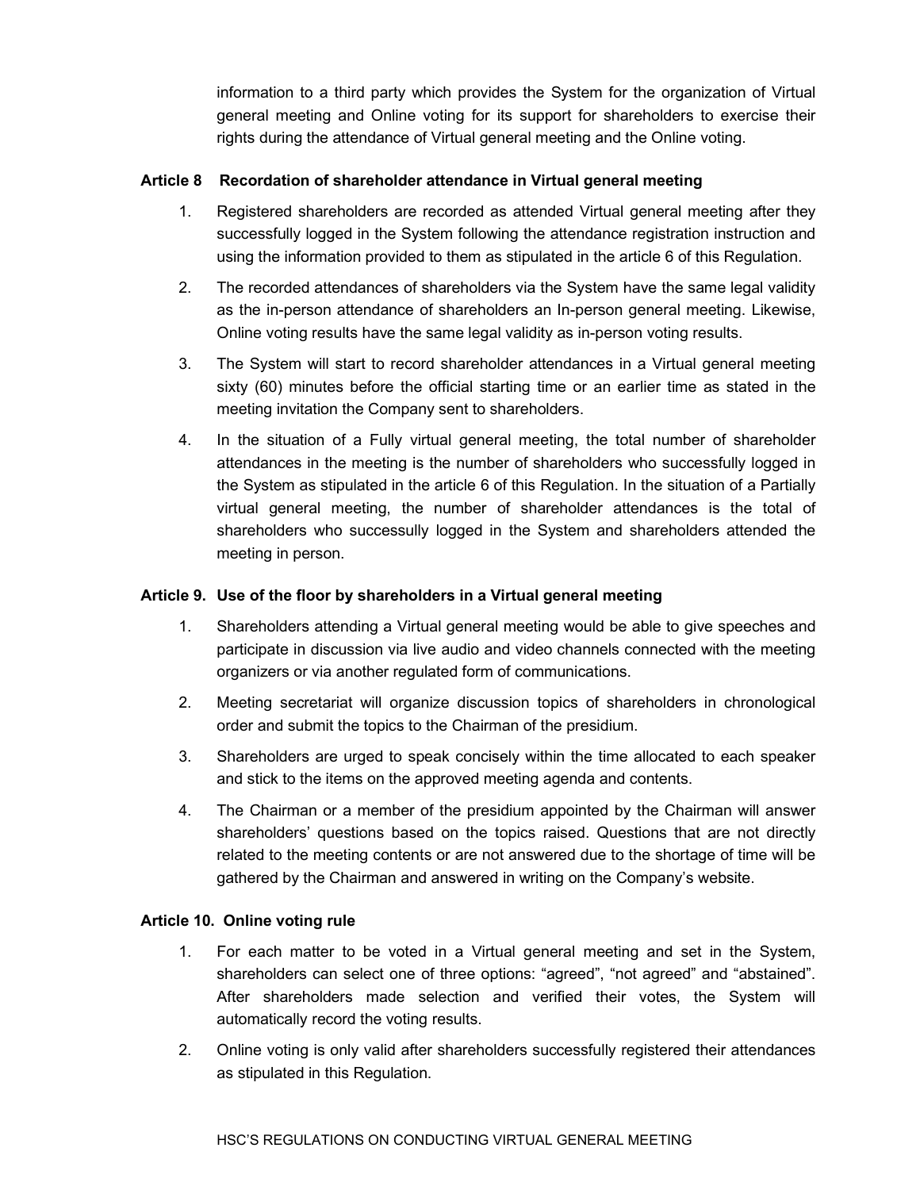information to a third party which provides the System for the organization of Virtual general meeting and Online voting for its support for shareholders to exercise their rights during the attendance of Virtual general meeting and the Online voting.

**Article 8 Recordation of shareholder attendance in Virtual general meeting**

1. Registered shareholders are recorded as attended Virtual general meeting after they successfully logged in the System following the attendance registration instruction and using the information provided to them as stipulated in the article 6 of this Regulation.
2. The recorded attendances of shareholders via the System have the same legal validity as the in-person attendance of shareholders an In-person general meeting. Likewise, Online voting results have the same legal validity as in-person voting results.
3. The System will start to record shareholder attendances in a Virtual general meeting sixty (60) minutes before the official starting time or an earlier time as stated in the meeting invitation the Company sent to shareholders.
4. In the situation of a Fully virtual general meeting, the total number of shareholder attendances in the meeting is the number of shareholders who successfully logged in the System as stipulated in the article 6 of this Regulation. In the situation of a Partially virtual general meeting, the number of shareholder attendances is the total of shareholders who successully logged in the System and shareholders attended the meeting in person.

**Article 9. Use of the floor by shareholders in a Virtual general meeting**

1. Shareholders attending a Virtual general meeting would be able to give speeches and participate in discussion via live audio and video channels connected with the meeting organizers or via another regulated form of communications.
2. Meeting secretariat will organize discussion topics of shareholders in chronological order and submit the topics to the Chairman of the presidium.
3. Shareholders are urged to speak concisely within the time allocated to each speaker and stick to the items on the approved meeting agenda and contents.
4. The Chairman or a member of the presidium appointed by the Chairman will answer shareholders' questions based on the topics raised. Questions that are not directly related to the meeting contents or are not answered due to the shortage of time will be gathered by the Chairman and answered in writing on the Company's website.

**Article 10. Online voting rule**

1. For each matter to be voted in a Virtual general meeting and set in the System, shareholders can select one of three options: "agreed", "not agreed" and "abstained". After shareholders made selection and verified their votes, the System will automatically record the voting results.
2. Online voting is only valid after shareholders successfully registered their attendances as stipulated in this Regulation.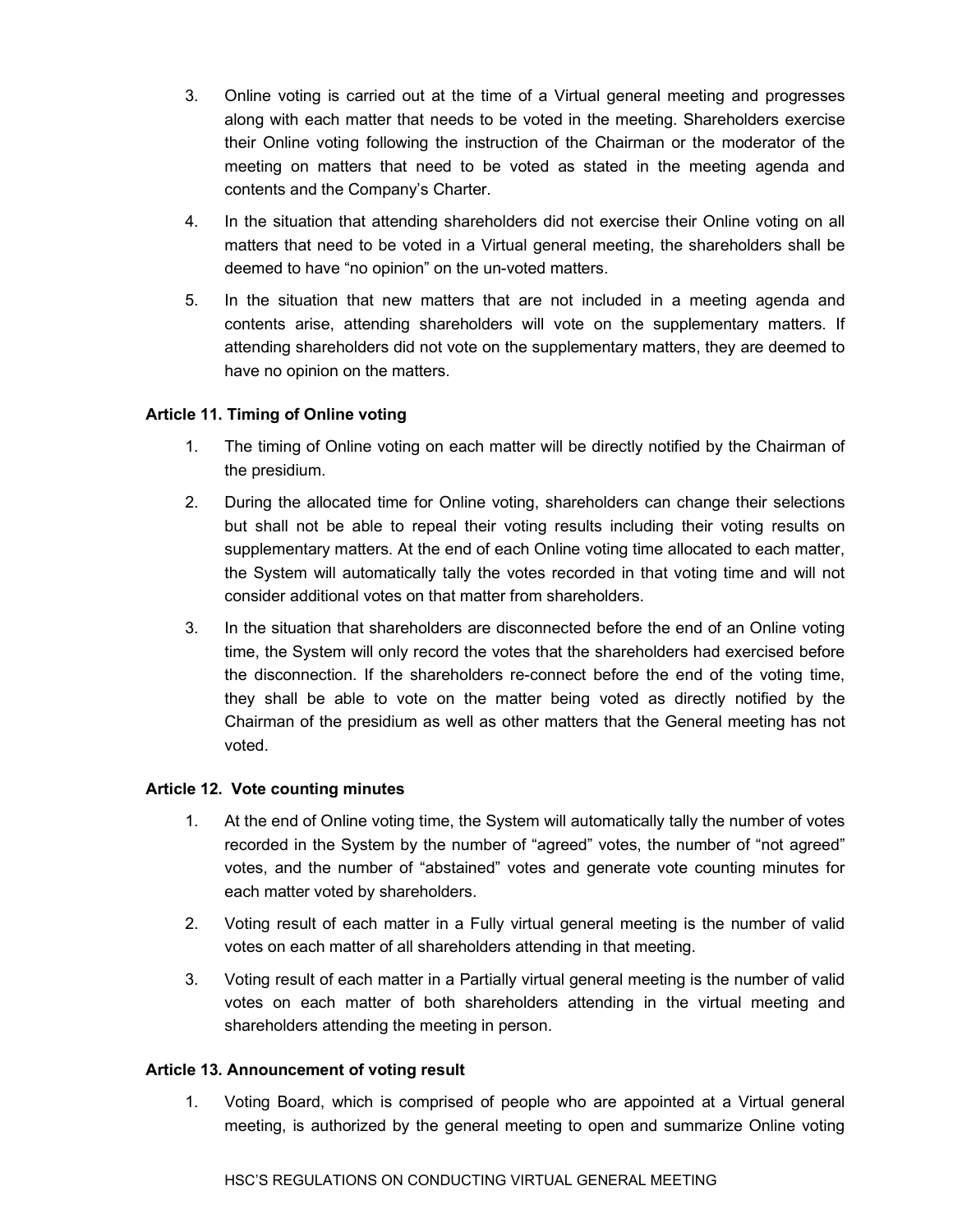3. Online voting is carried out at the time of a Virtual general meeting and progresses along with each matter that needs to be voted in the meeting. Shareholders exercise their Online voting following the instruction of the Chairman or the moderator of the meeting on matters that need to be voted as stated in the meeting agenda and contents and the Company's Charter.
4. In the situation that attending shareholders did not exercise their Online voting on all matters that need to be voted in a Virtual general meeting, the shareholders shall be deemed to have "no opinion" on the un-voted matters.
5. In the situation that new matters that are not included in a meeting agenda and contents arise, attending shareholders will vote on the supplementary matters. If attending shareholders did not vote on the supplementary matters, they are deemed to have no opinion on the matters.

**Article 11. Timing of Online voting**

1. The timing of Online voting on each matter will be directly notified by the Chairman of the presidium.
2. During the allocated time for Online voting, shareholders can change their selections but shall not be able to repeal their voting results including their voting results on supplementary matters. At the end of each Online voting time allocated to each matter, the System will automatically tally the votes recorded in that voting time and will not consider additional votes on that matter from shareholders.
3. In the situation that shareholders are disconnected before the end of an Online voting time, the System will only record the votes that the shareholders had exercised before the disconnection. If the shareholders re-connect before the end of the voting time, they shall be able to vote on the matter being voted as directly notified by the Chairman of the presidium as well as other matters that the General meeting has not voted.

**Article 12. Vote counting minutes**

1. At the end of Online voting time, the System will automatically tally the number of votes recorded in the System by the number of "agreed" votes, the number of "not agreed" votes, and the number of "abstained" votes and generate vote counting minutes for each matter voted by shareholders.
2. Voting result of each matter in a Fully virtual general meeting is the number of valid votes on each matter of all shareholders attending in that meeting.
3. Voting result of each matter in a Partially virtual general meeting is the number of valid votes on each matter of both shareholders attending in the virtual meeting and shareholders attending the meeting in person.

**Article 13. Announcement of voting result**

1. Voting Board, which is comprised of people who are appointed at a Virtual general meeting, is authorized by the general meeting to open and summarize Online voting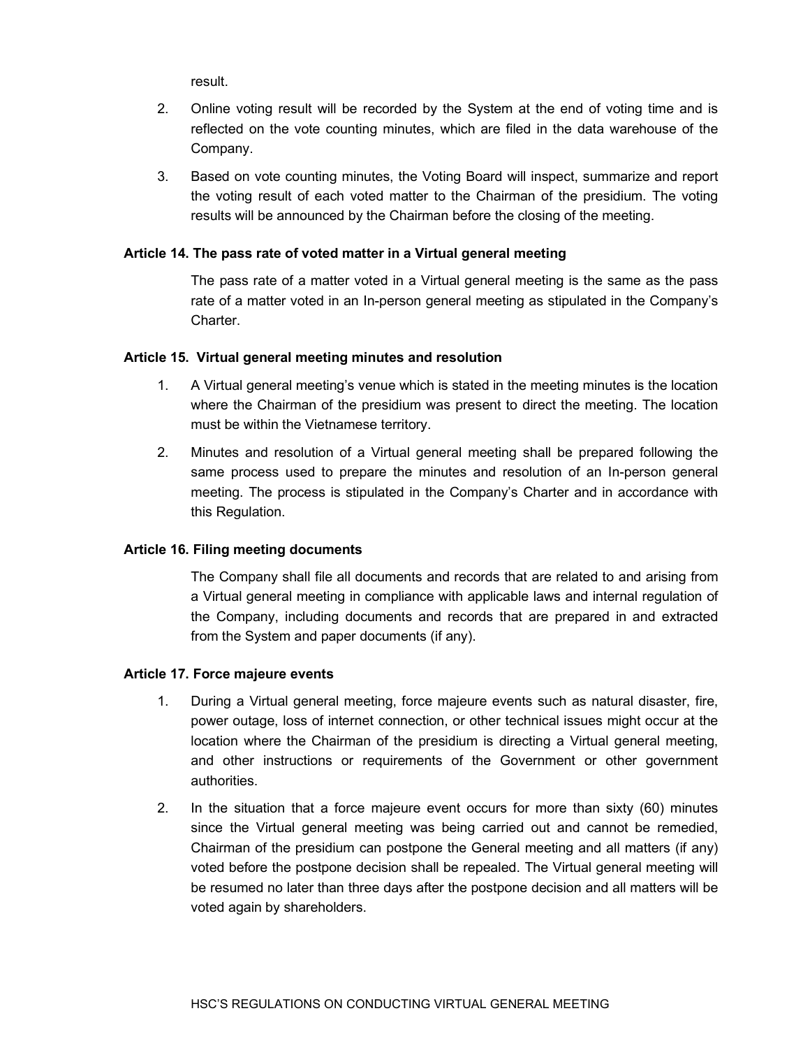result.

2. Online voting result will be recorded by the System at the end of voting time and is reflected on the vote counting minutes, which are filed in the data warehouse of the Company.

3. Based on vote counting minutes, the Voting Board will inspect, summarize and report the voting result of each voted matter to the Chairman of the presidium. The voting results will be announced by the Chairman before the closing of the meeting.

**Article 14. The pass rate of voted matter in a Virtual general meeting**

The pass rate of a matter voted in a Virtual general meeting is the same as the pass rate of a matter voted in an In-person general meeting as stipulated in the Company's Charter.

**Article 15. Virtual general meeting minutes and resolution**

1. A Virtual general meeting's venue which is stated in the meeting minutes is the location where the Chairman of the presidium was present to direct the meeting. The location must be within the Vietnamese territory.

2. Minutes and resolution of a Virtual general meeting shall be prepared following the same process used to prepare the minutes and resolution of an In-person general meeting. The process is stipulated in the Company's Charter and in accordance with this Regulation.

**Article 16. Filing meeting documents**

The Company shall file all documents and records that are related to and arising from a Virtual general meeting in compliance with applicable laws and internal regulation of the Company, including documents and records that are prepared in and extracted from the System and paper documents (if any).

**Article 17. Force majeure events**

1. During a Virtual general meeting, force majeure events such as natural disaster, fire, power outage, loss of internet connection, or other technical issues might occur at the location where the Chairman of the presidium is directing a Virtual general meeting, and other instructions or requirements of the Government or other government authorities.

2. In the situation that a force majeure event occurs for more than sixty (60) minutes since the Virtual general meeting was being carried out and cannot be remedied, Chairman of the presidium can postpone the General meeting and all matters (if any) voted before the postpone decision shall be repealed. The Virtual general meeting will be resumed no later than three days after the postpone decision and all matters will be voted again by shareholders.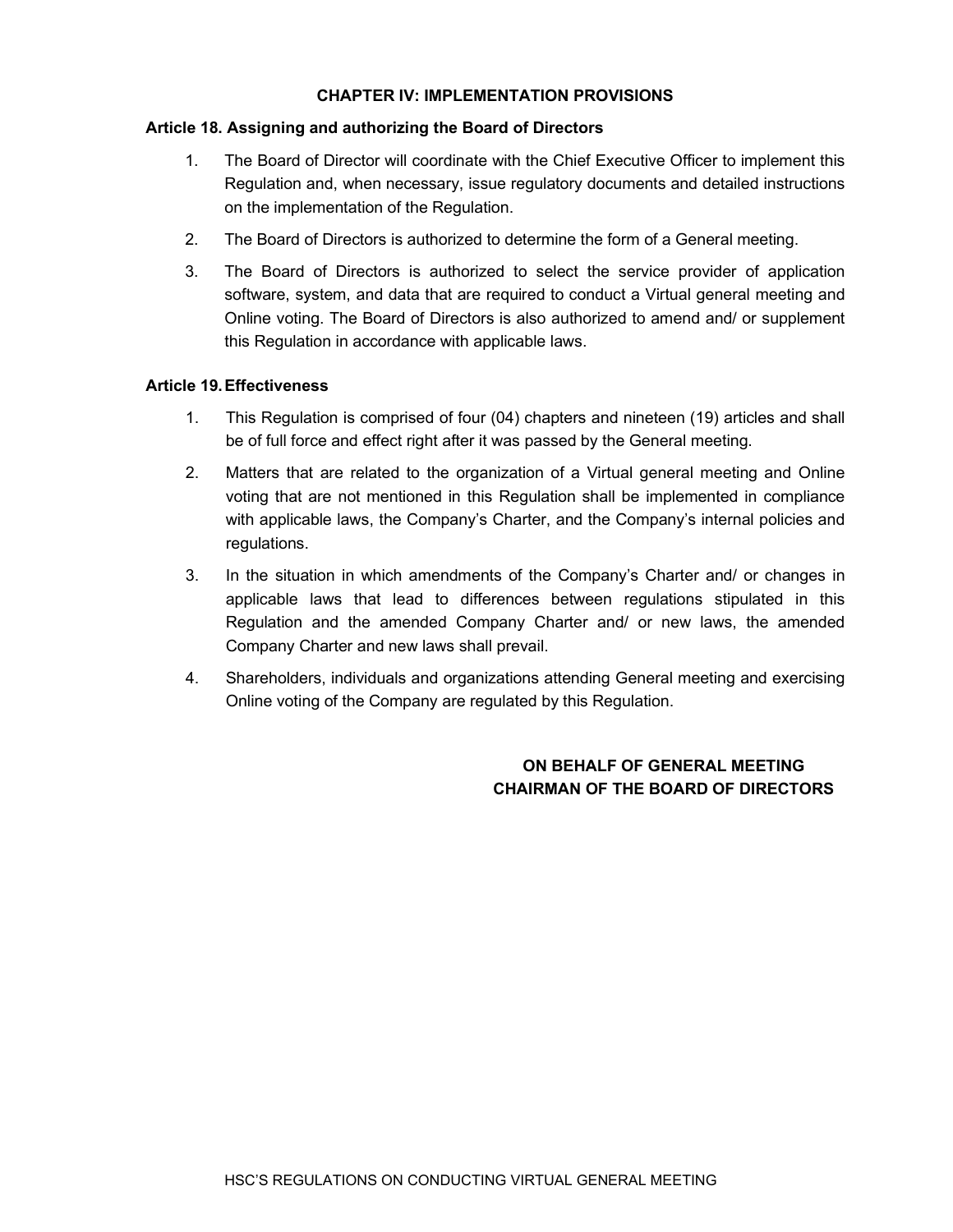## CHAPTER IV: IMPLEMENTATION PROVISIONS

### Article 18. Assigning and authorizing the Board of Directors

1. The Board of Director will coordinate with the Chief Executive Officer to implement this Regulation and, when necessary, issue regulatory documents and detailed instructions on the implementation of the Regulation.
2. The Board of Directors is authorized to determine the form of a General meeting.
3. The Board of Directors is authorized to select the service provider of application software, system, and data that are required to conduct a Virtual general meeting and Online voting. The Board of Directors is also authorized to amend and/ or supplement this Regulation in accordance with applicable laws.

### Article 19. Effectiveness

1. This Regulation is comprised of four (04) chapters and nineteen (19) articles and shall be of full force and effect right after it was passed by the General meeting.
2. Matters that are related to the organization of a Virtual general meeting and Online voting that are not mentioned in this Regulation shall be implemented in compliance with applicable laws, the Company's Charter, and the Company's internal policies and regulations.
3. In the situation in which amendments of the Company's Charter and/ or changes in applicable laws that lead to differences between regulations stipulated in this Regulation and the amended Company Charter and/ or new laws, the amended Company Charter and new laws shall prevail.
4. Shareholders, individuals and organizations attending General meeting and exercising Online voting of the Company are regulated by this Regulation.

**ON BEHALF OF GENERAL MEETING**
**CHAIRMAN OF THE BOARD OF DIRECTORS**